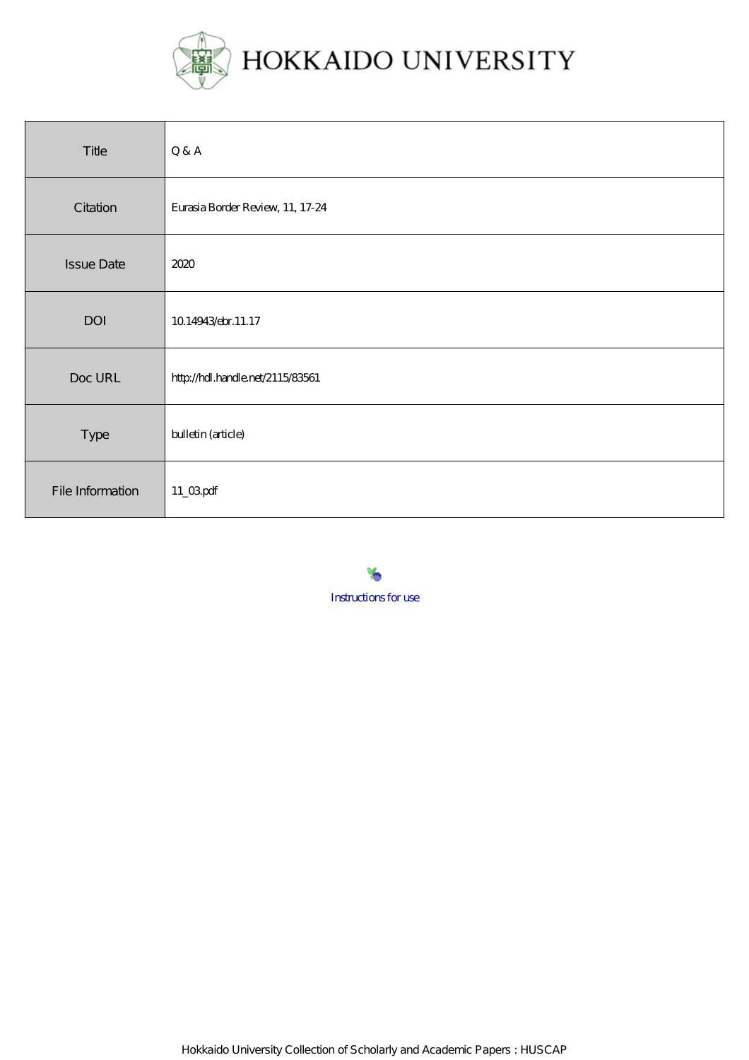HOKKAIDO UNIVERSITY

| Title | Q & A |
| --- | --- |
| Citation | Eurasia Border Review, 11, 17-24 |
| Issue Date | 2020 |
| DOI | 10.14943/ebr.11.17 |
| Doc URL | http://hdl.handle.net/2115/83561 |
| Type | bulletin (article) |
| File Information | 11_03.pdf |

Instructions for use

Hokkaido University Collection of Scholarly and Academic Papers : HUSCAP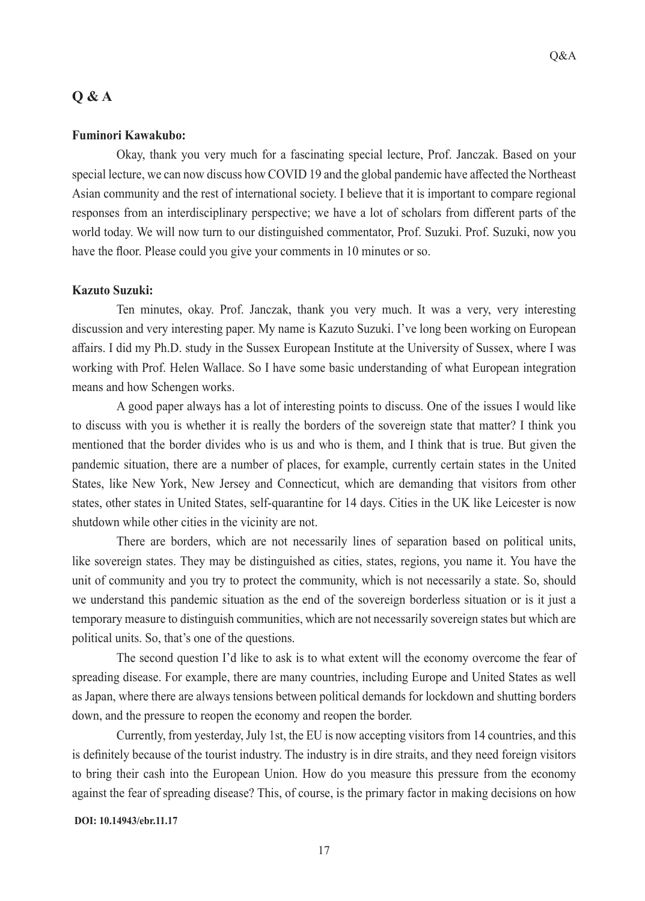## Q & A

**Fuminori Kawakubo:**

Okay, thank you very much for a fascinating special lecture, Prof. Janczak. Based on your special lecture, we can now discuss how COVID 19 and the global pandemic have affected the Northeast Asian community and the rest of international society. I believe that it is important to compare regional responses from an interdisciplinary perspective; we have a lot of scholars from different parts of the world today. We will now turn to our distinguished commentator, Prof. Suzuki. Prof. Suzuki, now you have the floor. Please could you give your comments in 10 minutes or so.

**Kazuto Suzuki:**

Ten minutes, okay. Prof. Janczak, thank you very much. It was a very, very interesting discussion and very interesting paper. My name is Kazuto Suzuki. I've long been working on European affairs. I did my Ph.D. study in the Sussex European Institute at the University of Sussex, where I was working with Prof. Helen Wallace. So I have some basic understanding of what European integration means and how Schengen works.

A good paper always has a lot of interesting points to discuss. One of the issues I would like to discuss with you is whether it is really the borders of the sovereign state that matter? I think you mentioned that the border divides who is us and who is them, and I think that is true. But given the pandemic situation, there are a number of places, for example, currently certain states in the United States, like New York, New Jersey and Connecticut, which are demanding that visitors from other states, other states in United States, self-quarantine for 14 days. Cities in the UK like Leicester is now shutdown while other cities in the vicinity are not.

There are borders, which are not necessarily lines of separation based on political units, like sovereign states. They may be distinguished as cities, states, regions, you name it. You have the unit of community and you try to protect the community, which is not necessarily a state. So, should we understand this pandemic situation as the end of the sovereign borderless situation or is it just a temporary measure to distinguish communities, which are not necessarily sovereign states but which are political units. So, that's one of the questions.

The second question I'd like to ask is to what extent will the economy overcome the fear of spreading disease. For example, there are many countries, including Europe and United States as well as Japan, where there are always tensions between political demands for lockdown and shutting borders down, and the pressure to reopen the economy and reopen the border.

Currently, from yesterday, July 1st, the EU is now accepting visitors from 14 countries, and this is definitely because of the tourist industry. The industry is in dire straits, and they need foreign visitors to bring their cash into the European Union. How do you measure this pressure from the economy against the fear of spreading disease? This, of course, is the primary factor in making decisions on how

**DOI: 10.14943/ebr.11.17**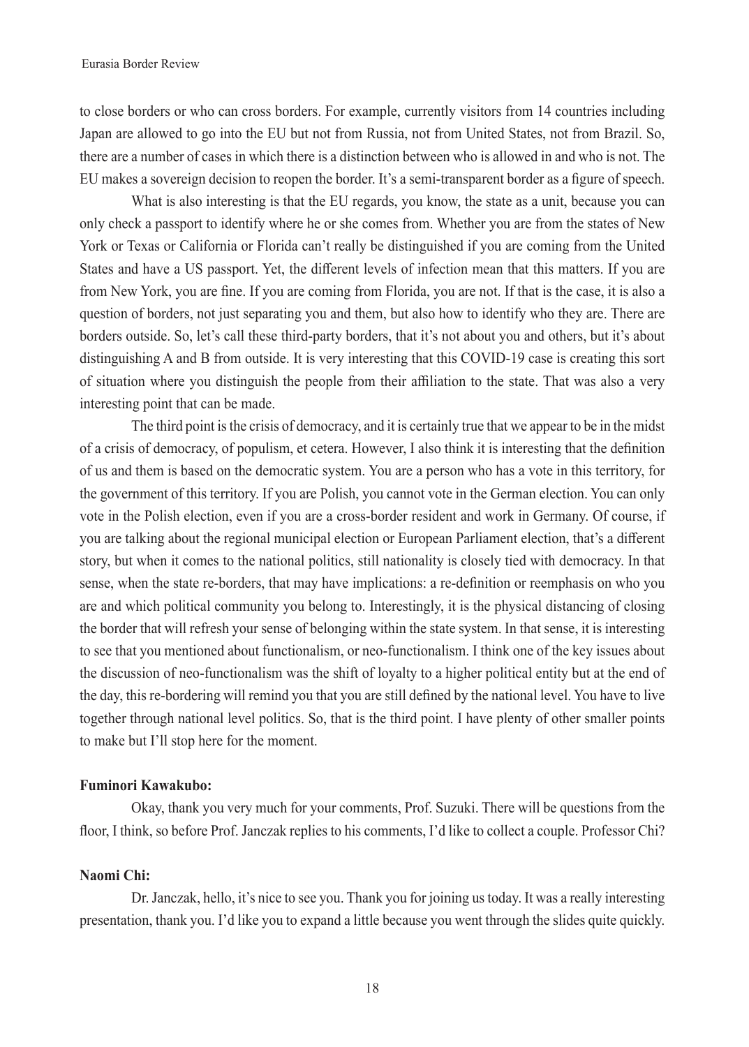to close borders or who can cross borders. For example, currently visitors from 14 countries including Japan are allowed to go into the EU but not from Russia, not from United States, not from Brazil. So, there are a number of cases in which there is a distinction between who is allowed in and who is not. The EU makes a sovereign decision to reopen the border. It's a semi-transparent border as a figure of speech.

What is also interesting is that the EU regards, you know, the state as a unit, because you can only check a passport to identify where he or she comes from. Whether you are from the states of New York or Texas or California or Florida can't really be distinguished if you are coming from the United States and have a US passport. Yet, the different levels of infection mean that this matters. If you are from New York, you are fine. If you are coming from Florida, you are not. If that is the case, it is also a question of borders, not just separating you and them, but also how to identify who they are. There are borders outside. So, let's call these third-party borders, that it's not about you and others, but it's about distinguishing A and B from outside. It is very interesting that this COVID-19 case is creating this sort of situation where you distinguish the people from their affiliation to the state. That was also a very interesting point that can be made.

The third point is the crisis of democracy, and it is certainly true that we appear to be in the midst of a crisis of democracy, of populism, et cetera. However, I also think it is interesting that the definition of us and them is based on the democratic system. You are a person who has a vote in this territory, for the government of this territory. If you are Polish, you cannot vote in the German election. You can only vote in the Polish election, even if you are a cross-border resident and work in Germany. Of course, if you are talking about the regional municipal election or European Parliament election, that's a different story, but when it comes to the national politics, still nationality is closely tied with democracy. In that sense, when the state re-borders, that may have implications: a re-definition or reemphasis on who you are and which political community you belong to. Interestingly, it is the physical distancing of closing the border that will refresh your sense of belonging within the state system. In that sense, it is interesting to see that you mentioned about functionalism, or neo-functionalism. I think one of the key issues about the discussion of neo-functionalism was the shift of loyalty to a higher political entity but at the end of the day, this re-bordering will remind you that you are still defined by the national level. You have to live together through national level politics. So, that is the third point. I have plenty of other smaller points to make but I'll stop here for the moment.

**Fuminori Kawakubo:**

Okay, thank you very much for your comments, Prof. Suzuki. There will be questions from the floor, I think, so before Prof. Janczak replies to his comments, I'd like to collect a couple. Professor Chi?

**Naomi Chi:**

Dr. Janczak, hello, it's nice to see you. Thank you for joining us today. It was a really interesting presentation, thank you. I'd like you to expand a little because you went through the slides quite quickly.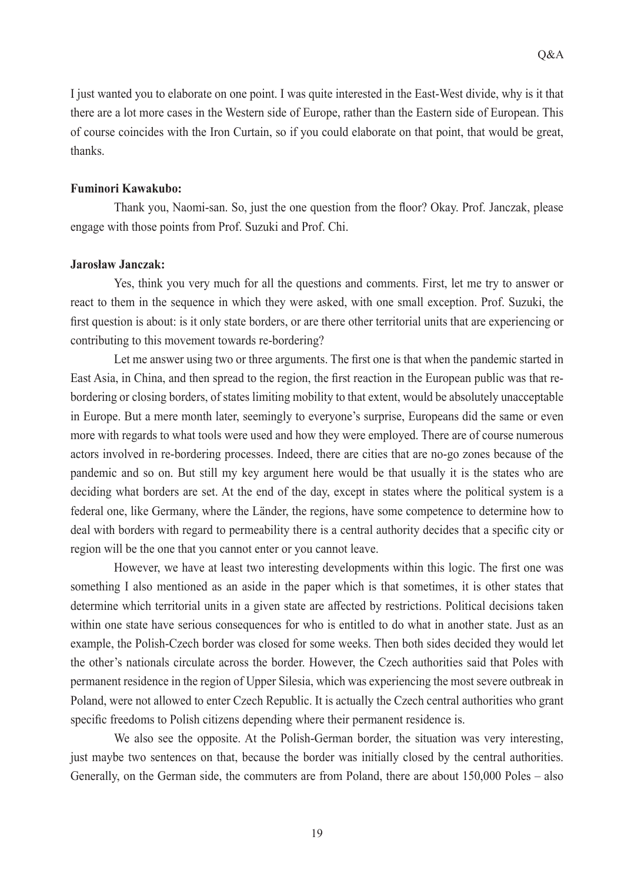I just wanted you to elaborate on one point. I was quite interested in the East-West divide, why is it that there are a lot more cases in the Western side of Europe, rather than the Eastern side of European. This of course coincides with the Iron Curtain, so if you could elaborate on that point, that would be great, thanks.

**Fuminori Kawakubo:**

Thank you, Naomi-san. So, just the one question from the floor? Okay. Prof. Janczak, please engage with those points from Prof. Suzuki and Prof. Chi.

**Jarosław Janczak:**

Yes, think you very much for all the questions and comments. First, let me try to answer or react to them in the sequence in which they were asked, with one small exception. Prof. Suzuki, the first question is about: is it only state borders, or are there other territorial units that are experiencing or contributing to this movement towards re-bordering?

Let me answer using two or three arguments. The first one is that when the pandemic started in East Asia, in China, and then spread to the region, the first reaction in the European public was that re-bordering or closing borders, of states limiting mobility to that extent, would be absolutely unacceptable in Europe. But a mere month later, seemingly to everyone's surprise, Europeans did the same or even more with regards to what tools were used and how they were employed. There are of course numerous actors involved in re-bordering processes. Indeed, there are cities that are no-go zones because of the pandemic and so on. But still my key argument here would be that usually it is the states who are deciding what borders are set. At the end of the day, except in states where the political system is a federal one, like Germany, where the Länder, the regions, have some competence to determine how to deal with borders with regard to permeability there is a central authority decides that a specific city or region will be the one that you cannot enter or you cannot leave.

However, we have at least two interesting developments within this logic. The first one was something I also mentioned as an aside in the paper which is that sometimes, it is other states that determine which territorial units in a given state are affected by restrictions. Political decisions taken within one state have serious consequences for who is entitled to do what in another state. Just as an example, the Polish-Czech border was closed for some weeks. Then both sides decided they would let the other's nationals circulate across the border. However, the Czech authorities said that Poles with permanent residence in the region of Upper Silesia, which was experiencing the most severe outbreak in Poland, were not allowed to enter Czech Republic. It is actually the Czech central authorities who grant specific freedoms to Polish citizens depending where their permanent residence is.

We also see the opposite. At the Polish-German border, the situation was very interesting, just maybe two sentences on that, because the border was initially closed by the central authorities. Generally, on the German side, the commuters are from Poland, there are about 150,000 Poles – also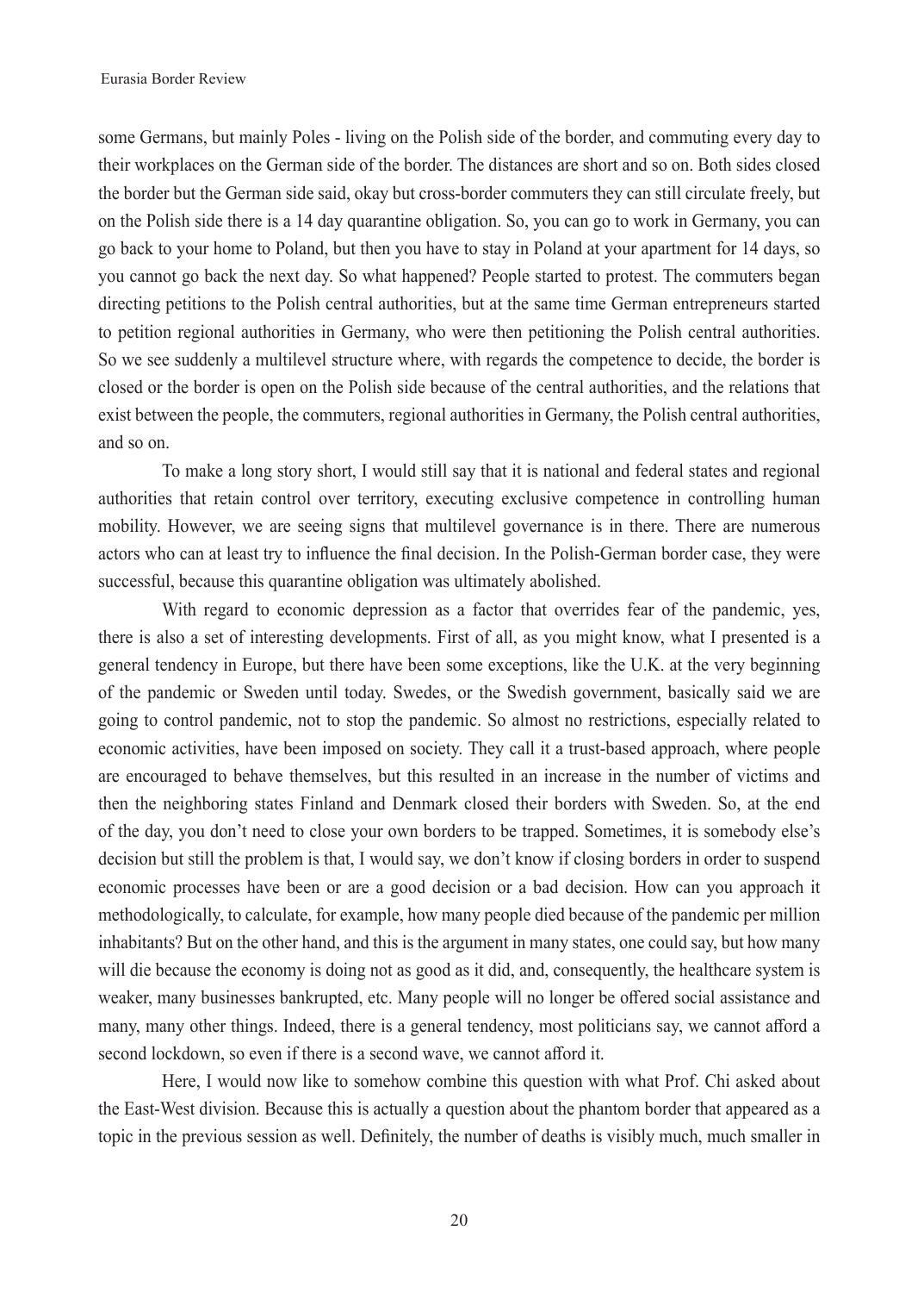some Germans, but mainly Poles - living on the Polish side of the border, and commuting every day to their workplaces on the German side of the border. The distances are short and so on. Both sides closed the border but the German side said, okay but cross-border commuters they can still circulate freely, but on the Polish side there is a 14 day quarantine obligation. So, you can go to work in Germany, you can go back to your home to Poland, but then you have to stay in Poland at your apartment for 14 days, so you cannot go back the next day. So what happened? People started to protest. The commuters began directing petitions to the Polish central authorities, but at the same time German entrepreneurs started to petition regional authorities in Germany, who were then petitioning the Polish central authorities. So we see suddenly a multilevel structure where, with regards the competence to decide, the border is closed or the border is open on the Polish side because of the central authorities, and the relations that exist between the people, the commuters, regional authorities in Germany, the Polish central authorities, and so on.

To make a long story short, I would still say that it is national and federal states and regional authorities that retain control over territory, executing exclusive competence in controlling human mobility. However, we are seeing signs that multilevel governance is in there. There are numerous actors who can at least try to influence the final decision. In the Polish-German border case, they were successful, because this quarantine obligation was ultimately abolished.

With regard to economic depression as a factor that overrides fear of the pandemic, yes, there is also a set of interesting developments. First of all, as you might know, what I presented is a general tendency in Europe, but there have been some exceptions, like the U.K. at the very beginning of the pandemic or Sweden until today. Swedes, or the Swedish government, basically said we are going to control pandemic, not to stop the pandemic. So almost no restrictions, especially related to economic activities, have been imposed on society. They call it a trust-based approach, where people are encouraged to behave themselves, but this resulted in an increase in the number of victims and then the neighboring states Finland and Denmark closed their borders with Sweden. So, at the end of the day, you don't need to close your own borders to be trapped. Sometimes, it is somebody else's decision but still the problem is that, I would say, we don't know if closing borders in order to suspend economic processes have been or are a good decision or a bad decision. How can you approach it methodologically, to calculate, for example, how many people died because of the pandemic per million inhabitants? But on the other hand, and this is the argument in many states, one could say, but how many will die because the economy is doing not as good as it did, and, consequently, the healthcare system is weaker, many businesses bankrupted, etc. Many people will no longer be offered social assistance and many, many other things. Indeed, there is a general tendency, most politicians say, we cannot afford a second lockdown, so even if there is a second wave, we cannot afford it.

Here, I would now like to somehow combine this question with what Prof. Chi asked about the East-West division. Because this is actually a question about the phantom border that appeared as a topic in the previous session as well. Definitely, the number of deaths is visibly much, much smaller in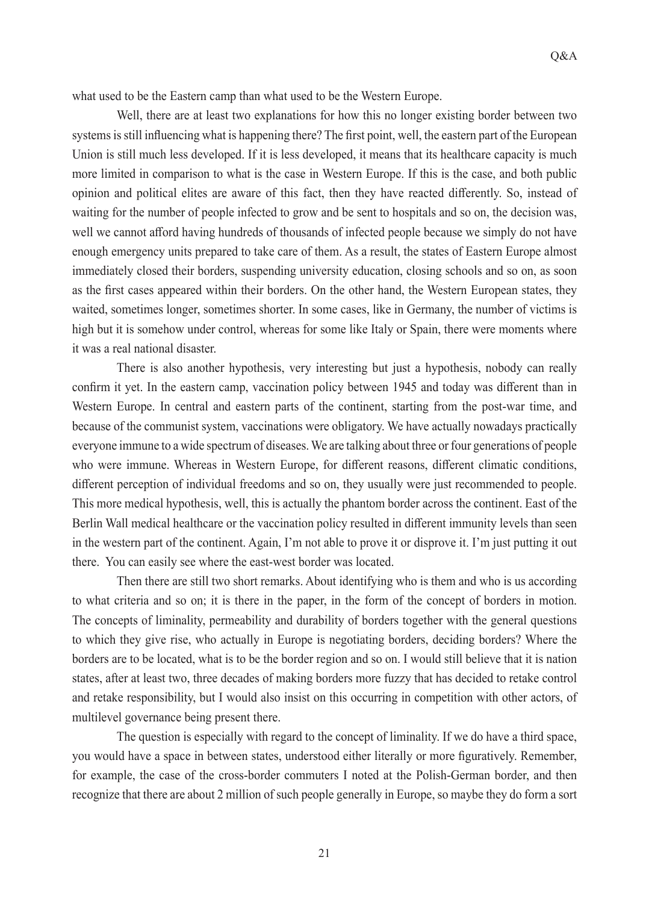what used to be the Eastern camp than what used to be the Western Europe.

Well, there are at least two explanations for how this no longer existing border between two systems is still influencing what is happening there? The first point, well, the eastern part of the European Union is still much less developed. If it is less developed, it means that its healthcare capacity is much more limited in comparison to what is the case in Western Europe. If this is the case, and both public opinion and political elites are aware of this fact, then they have reacted differently. So, instead of waiting for the number of people infected to grow and be sent to hospitals and so on, the decision was, well we cannot afford having hundreds of thousands of infected people because we simply do not have enough emergency units prepared to take care of them. As a result, the states of Eastern Europe almost immediately closed their borders, suspending university education, closing schools and so on, as soon as the first cases appeared within their borders. On the other hand, the Western European states, they waited, sometimes longer, sometimes shorter. In some cases, like in Germany, the number of victims is high but it is somehow under control, whereas for some like Italy or Spain, there were moments where it was a real national disaster.

There is also another hypothesis, very interesting but just a hypothesis, nobody can really confirm it yet. In the eastern camp, vaccination policy between 1945 and today was different than in Western Europe. In central and eastern parts of the continent, starting from the post-war time, and because of the communist system, vaccinations were obligatory. We have actually nowadays practically everyone immune to a wide spectrum of diseases. We are talking about three or four generations of people who were immune. Whereas in Western Europe, for different reasons, different climatic conditions, different perception of individual freedoms and so on, they usually were just recommended to people. This more medical hypothesis, well, this is actually the phantom border across the continent. East of the Berlin Wall medical healthcare or the vaccination policy resulted in different immunity levels than seen in the western part of the continent. Again, I'm not able to prove it or disprove it. I'm just putting it out there. You can easily see where the east-west border was located.

Then there are still two short remarks. About identifying who is them and who is us according to what criteria and so on; it is there in the paper, in the form of the concept of borders in motion. The concepts of liminality, permeability and durability of borders together with the general questions to which they give rise, who actually in Europe is negotiating borders, deciding borders? Where the borders are to be located, what is to be the border region and so on. I would still believe that it is nation states, after at least two, three decades of making borders more fuzzy that has decided to retake control and retake responsibility, but I would also insist on this occurring in competition with other actors, of multilevel governance being present there.

The question is especially with regard to the concept of liminality. If we do have a third space, you would have a space in between states, understood either literally or more figuratively. Remember, for example, the case of the cross-border commuters I noted at the Polish-German border, and then recognize that there are about 2 million of such people generally in Europe, so maybe they do form a sort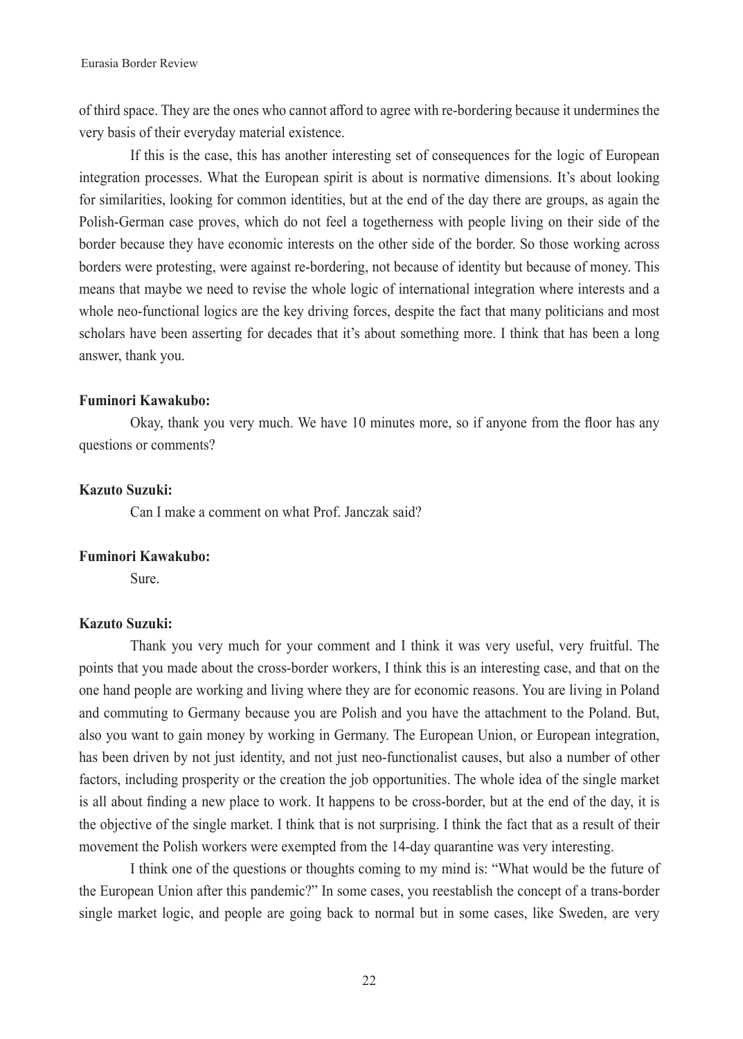of third space. They are the ones who cannot afford to agree with re-bordering because it undermines the very basis of their everyday material existence.

If this is the case, this has another interesting set of consequences for the logic of European integration processes. What the European spirit is about is normative dimensions. It's about looking for similarities, looking for common identities, but at the end of the day there are groups, as again the Polish-German case proves, which do not feel a togetherness with people living on their side of the border because they have economic interests on the other side of the border. So those working across borders were protesting, were against re-bordering, not because of identity but because of money. This means that maybe we need to revise the whole logic of international integration where interests and a whole neo-functional logics are the key driving forces, despite the fact that many politicians and most scholars have been asserting for decades that it's about something more. I think that has been a long answer, thank you.

**Fuminori Kawakubo:**

Okay, thank you very much. We have 10 minutes more, so if anyone from the floor has any questions or comments?

**Kazuto Suzuki:**

Can I make a comment on what Prof. Janczak said?

**Fuminori Kawakubo:**

Sure.

**Kazuto Suzuki:**

Thank you very much for your comment and I think it was very useful, very fruitful. The points that you made about the cross-border workers, I think this is an interesting case, and that on the one hand people are working and living where they are for economic reasons. You are living in Poland and commuting to Germany because you are Polish and you have the attachment to the Poland. But, also you want to gain money by working in Germany. The European Union, or European integration, has been driven by not just identity, and not just neo-functionalist causes, but also a number of other factors, including prosperity or the creation the job opportunities. The whole idea of the single market is all about finding a new place to work. It happens to be cross-border, but at the end of the day, it is the objective of the single market. I think that is not surprising. I think the fact that as a result of their movement the Polish workers were exempted from the 14-day quarantine was very interesting.

I think one of the questions or thoughts coming to my mind is: "What would be the future of the European Union after this pandemic?" In some cases, you reestablish the concept of a trans-border single market logic, and people are going back to normal but in some cases, like Sweden, are very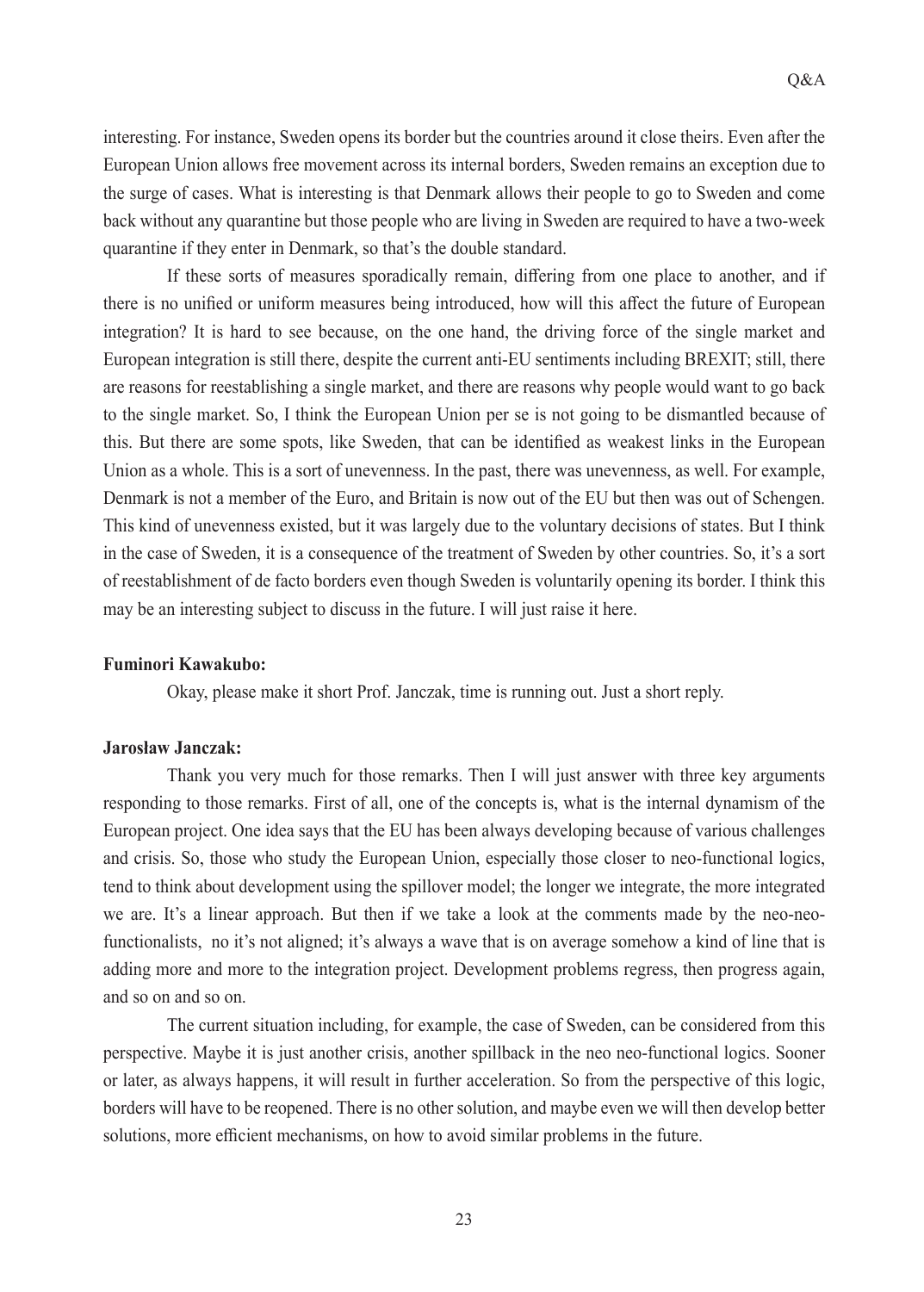interesting. For instance, Sweden opens its border but the countries around it close theirs. Even after the European Union allows free movement across its internal borders, Sweden remains an exception due to the surge of cases. What is interesting is that Denmark allows their people to go to Sweden and come back without any quarantine but those people who are living in Sweden are required to have a two-week quarantine if they enter in Denmark, so that's the double standard.

If these sorts of measures sporadically remain, differing from one place to another, and if there is no unified or uniform measures being introduced, how will this affect the future of European integration? It is hard to see because, on the one hand, the driving force of the single market and European integration is still there, despite the current anti-EU sentiments including BREXIT; still, there are reasons for reestablishing a single market, and there are reasons why people would want to go back to the single market. So, I think the European Union per se is not going to be dismantled because of this. But there are some spots, like Sweden, that can be identified as weakest links in the European Union as a whole. This is a sort of unevenness. In the past, there was unevenness, as well. For example, Denmark is not a member of the Euro, and Britain is now out of the EU but then was out of Schengen. This kind of unevenness existed, but it was largely due to the voluntary decisions of states. But I think in the case of Sweden, it is a consequence of the treatment of Sweden by other countries. So, it's a sort of reestablishment of de facto borders even though Sweden is voluntarily opening its border. I think this may be an interesting subject to discuss in the future. I will just raise it here.

**Fuminori Kawakubo:**

Okay, please make it short Prof. Janczak, time is running out. Just a short reply.

**Jarosław Janczak:**

Thank you very much for those remarks. Then I will just answer with three key arguments responding to those remarks. First of all, one of the concepts is, what is the internal dynamism of the European project. One idea says that the EU has been always developing because of various challenges and crisis. So, those who study the European Union, especially those closer to neo-functional logics, tend to think about development using the spillover model; the longer we integrate, the more integrated we are. It's a linear approach. But then if we take a look at the comments made by the neo-neo-functionalists, no it's not aligned; it's always a wave that is on average somehow a kind of line that is adding more and more to the integration project. Development problems regress, then progress again, and so on and so on.

The current situation including, for example, the case of Sweden, can be considered from this perspective. Maybe it is just another crisis, another spillback in the neo neo-functional logics. Sooner or later, as always happens, it will result in further acceleration. So from the perspective of this logic, borders will have to be reopened. There is no other solution, and maybe even we will then develop better solutions, more efficient mechanisms, on how to avoid similar problems in the future.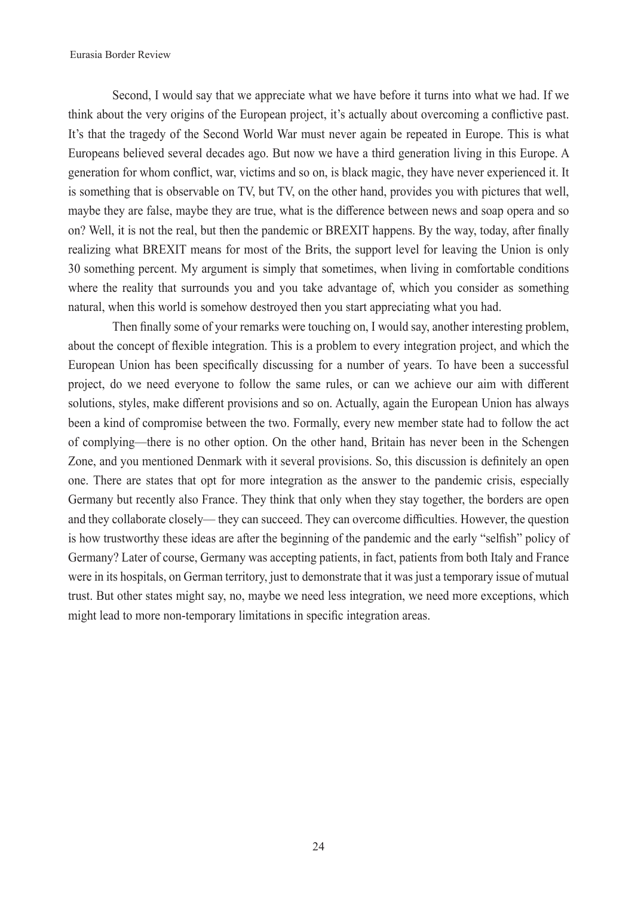Second, I would say that we appreciate what we have before it turns into what we had. If we think about the very origins of the European project, it's actually about overcoming a conflictive past. It's that the tragedy of the Second World War must never again be repeated in Europe. This is what Europeans believed several decades ago. But now we have a third generation living in this Europe. A generation for whom conflict, war, victims and so on, is black magic, they have never experienced it. It is something that is observable on TV, but TV, on the other hand, provides you with pictures that well, maybe they are false, maybe they are true, what is the difference between news and soap opera and so on? Well, it is not the real, but then the pandemic or BREXIT happens. By the way, today, after finally realizing what BREXIT means for most of the Brits, the support level for leaving the Union is only 30 something percent. My argument is simply that sometimes, when living in comfortable conditions where the reality that surrounds you and you take advantage of, which you consider as something natural, when this world is somehow destroyed then you start appreciating what you had.

Then finally some of your remarks were touching on, I would say, another interesting problem, about the concept of flexible integration. This is a problem to every integration project, and which the European Union has been specifically discussing for a number of years. To have been a successful project, do we need everyone to follow the same rules, or can we achieve our aim with different solutions, styles, make different provisions and so on. Actually, again the European Union has always been a kind of compromise between the two. Formally, every new member state had to follow the act of complying—there is no other option. On the other hand, Britain has never been in the Schengen Zone, and you mentioned Denmark with it several provisions. So, this discussion is definitely an open one. There are states that opt for more integration as the answer to the pandemic crisis, especially Germany but recently also France. They think that only when they stay together, the borders are open and they collaborate closely— they can succeed. They can overcome difficulties. However, the question is how trustworthy these ideas are after the beginning of the pandemic and the early "selfish" policy of Germany? Later of course, Germany was accepting patients, in fact, patients from both Italy and France were in its hospitals, on German territory, just to demonstrate that it was just a temporary issue of mutual trust. But other states might say, no, maybe we need less integration, we need more exceptions, which might lead to more non-temporary limitations in specific integration areas.